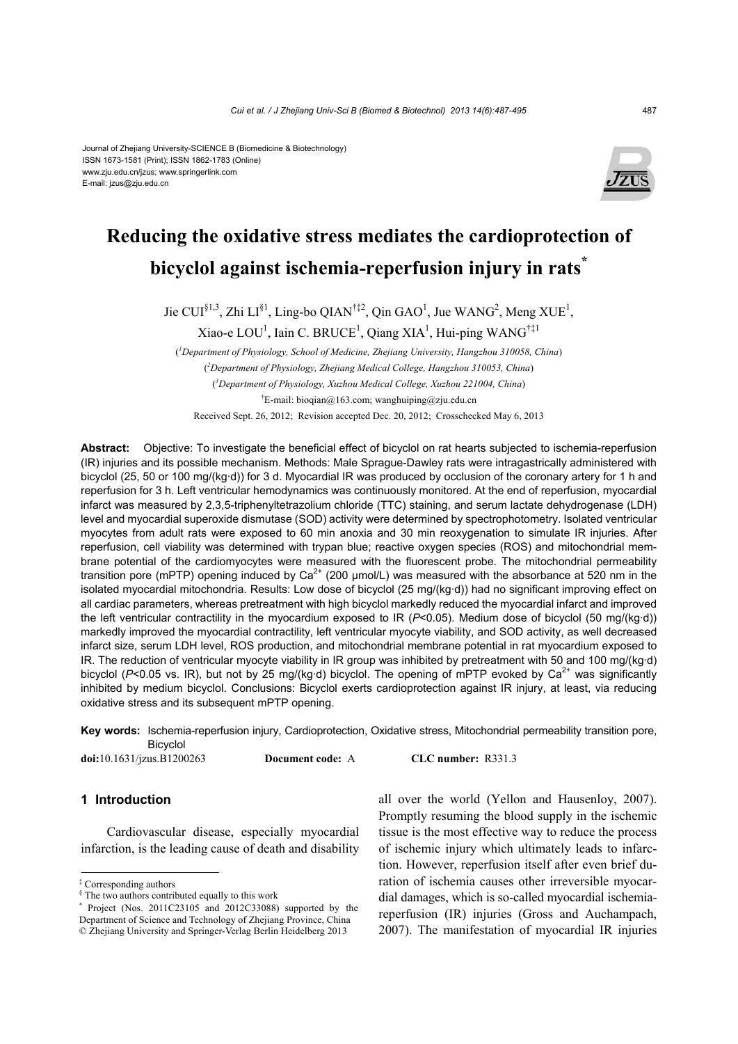Journal of Zhejiang University-SCIENCE B (Biomedicine & Biotechnology)
ISSN 1673-1581 (Print); ISSN 1862-1783 (Online)
www.zju.edu.cn/jzus; www.springerlink.com
E-mail: jzus@zju.edu.cn

# Reducing the oxidative stress mediates the cardioprotection of bicyclol against ischemia-reperfusion injury in rats[*]

Jie CUI[§1,3], Zhi LI[§1], Ling-bo QIAN[†‡2], Qin GAO[1], Jue WANG[2], Meng XUE[1], Xiao-e LOU[1], Iain C. BRUCE[1], Qiang XIA[1], Hui-ping WANG[†‡1]

([1]Department of Physiology, School of Medicine, Zhejiang University, Hangzhou 310058, China)

([2]Department of Physiology, Zhejiang Medical College, Hangzhou 310053, China)

([3]Department of Physiology, Xuzhou Medical College, Xuzhou 221004, China)

[†]E-mail: bioqian@163.com; wanghuiping@zju.edu.cn

Received Sept. 26, 2012; Revision accepted Dec. 20, 2012; Crosschecked May 6, 2013

**Abstract:** Objective: To investigate the beneficial effect of bicyclol on rat hearts subjected to ischemia-reperfusion (IR) injuries and its possible mechanism. Methods: Male Sprague-Dawley rats were intragastrically administered with bicyclol (25, 50 or 100 mg/(kg·d)) for 3 d. Myocardial IR was produced by occlusion of the coronary artery for 1 h and reperfusion for 3 h. Left ventricular hemodynamics was continuously monitored. At the end of reperfusion, myocardial infarct was measured by 2,3,5-triphenyltetrazolium chloride (TTC) staining, and serum lactate dehydrogenase (LDH) level and myocardial superoxide dismutase (SOD) activity were determined by spectrophotometry. Isolated ventricular myocytes from adult rats were exposed to 60 min anoxia and 30 min reoxygenation to simulate IR injuries. After reperfusion, cell viability was determined with trypan blue; reactive oxygen species (ROS) and mitochondrial membrane potential of the cardiomyocytes were measured with the fluorescent probe. The mitochondrial permeability transition pore (mPTP) opening induced by $Ca^{2+}$ (200 μmol/L) was measured with the absorbance at 520 nm in the isolated myocardial mitochondria. Results: Low dose of bicyclol (25 mg/(kg·d)) had no significant improving effect on all cardiac parameters, whereas pretreatment with high bicyclol markedly reduced the myocardial infarct and improved the left ventricular contractility in the myocardium exposed to IR ($P<0.05$). Medium dose of bicyclol (50 mg/(kg·d)) markedly improved the myocardial contractility, left ventricular myocyte viability, and SOD activity, as well decreased infarct size, serum LDH level, ROS production, and mitochondrial membrane potential in rat myocardium exposed to IR. The reduction of ventricular myocyte viability in IR group was inhibited by pretreatment with 50 and 100 mg/(kg·d) bicyclol ($P<0.05$ vs. IR), but not by 25 mg/(kg·d) bicyclol. The opening of mPTP evoked by $Ca^{2+}$ was significantly inhibited by medium bicyclol. Conclusions: Bicyclol exerts cardioprotection against IR injury, at least, via reducing oxidative stress and its subsequent mPTP opening.

**Key words:** Ischemia-reperfusion injury, Cardioprotection, Oxidative stress, Mitochondrial permeability transition pore, Bicyclol

**doi:**10.1631/jzus.B1200263 **Document code:** A **CLC number:** R331.3

## 1 Introduction

Cardiovascular disease, especially myocardial infarction, is the leading cause of death and disability all over the world (Yellon and Hausenloy, 2007). Promptly resuming the blood supply in the ischemic tissue is the most effective way to reduce the process of ischemic injury which ultimately leads to infarction. However, reperfusion itself after even brief duration of ischemia causes other irreversible myocardial damages, which is so-called myocardial ischemia-reperfusion (IR) injuries (Gross and Auchampach, 2007). The manifestation of myocardial IR injuries

---

[‡] Corresponding authors

[§] The two authors contributed equally to this work

[*] Project (Nos. 2011C23105 and 2012C33088) supported by the Department of Science and Technology of Zhejiang Province, China

© Zhejiang University and Springer-Verlag Berlin Heidelberg 2013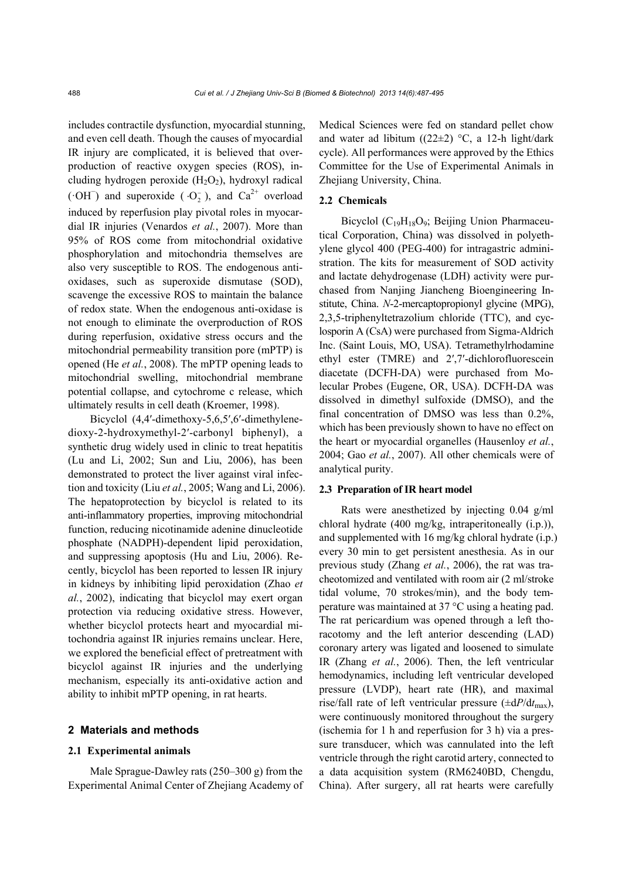includes contractile dysfunction, myocardial stunning, and even cell death. Though the causes of myocardial IR injury are complicated, it is believed that overproduction of reactive oxygen species (ROS), including hydrogen peroxide ($H_2O_2$), hydroxyl radical ($\cdot OH^-$) and superoxide ($\cdot O_2^-$), and $Ca^{2+}$ overload induced by reperfusion play pivotal roles in myocardial IR injuries (Venardos *et al.*, 2007). More than 95% of ROS come from mitochondrial oxidative phosphorylation and mitochondria themselves are also very susceptible to ROS. The endogenous antioxidases, such as superoxide dismutase (SOD), scavenge the excessive ROS to maintain the balance of redox state. When the endogenous anti-oxidase is not enough to eliminate the overproduction of ROS during reperfusion, oxidative stress occurs and the mitochondrial permeability transition pore (mPTP) is opened (He *et al.*, 2008). The mPTP opening leads to mitochondrial swelling, mitochondrial membrane potential collapse, and cytochrome c release, which ultimately results in cell death (Kroemer, 1998).

Bicyclol (4,4′-dimethoxy-5,6,5′,6′-dimethylenedioxy-2-hydroxymethyl-2′-carbonyl biphenyl), a synthetic drug widely used in clinic to treat hepatitis (Lu and Li, 2002; Sun and Liu, 2006), has been demonstrated to protect the liver against viral infection and toxicity (Liu *et al.*, 2005; Wang and Li, 2006). The hepatoprotection by bicyclol is related to its anti-inflammatory properties, improving mitochondrial function, reducing nicotinamide adenine dinucleotide phosphate (NADPH)-dependent lipid peroxidation, and suppressing apoptosis (Hu and Liu, 2006). Recently, bicyclol has been reported to lessen IR injury in kidneys by inhibiting lipid peroxidation (Zhao *et al.*, 2002), indicating that bicyclol may exert organ protection via reducing oxidative stress. However, whether bicyclol protects heart and myocardial mitochondria against IR injuries remains unclear. Here, we explored the beneficial effect of pretreatment with bicyclol against IR injuries and the underlying mechanism, especially its anti-oxidative action and ability to inhibit mPTP opening, in rat hearts.

## 2 Materials and methods

### 2.1 Experimental animals

Male Sprague-Dawley rats (250–300 g) from the Experimental Animal Center of Zhejiang Academy of Medical Sciences were fed on standard pellet chow and water ad libitum ((22±2) °C, a 12-h light/dark cycle). All performances were approved by the Ethics Committee for the Use of Experimental Animals in Zhejiang University, China.

### 2.2 Chemicals

Bicyclol ($C_{19}H_{18}O_9$; Beijing Union Pharmaceutical Corporation, China) was dissolved in polyethylene glycol 400 (PEG-400) for intragastric administration. The kits for measurement of SOD activity and lactate dehydrogenase (LDH) activity were purchased from Nanjing Jiancheng Bioengineering Institute, China. *N*-2-mercaptopropionyl glycine (MPG), 2,3,5-triphenyltetrazolium chloride (TTC), and cyclosporin A (CsA) were purchased from Sigma-Aldrich Inc. (Saint Louis, MO, USA). Tetramethylrhodamine ethyl ester (TMRE) and 2′,7′-dichlorofluorescein diacetate (DCFH-DA) were purchased from Molecular Probes (Eugene, OR, USA). DCFH-DA was dissolved in dimethyl sulfoxide (DMSO), and the final concentration of DMSO was less than 0.2%, which has been previously shown to have no effect on the heart or myocardial organelles (Hausenloy *et al.*, 2004; Gao *et al.*, 2007). All other chemicals were of analytical purity.

### 2.3 Preparation of IR heart model

Rats were anesthetized by injecting 0.04 g/ml chloral hydrate (400 mg/kg, intraperitoneally (i.p.)), and supplemented with 16 mg/kg chloral hydrate (i.p.) every 30 min to get persistent anesthesia. As in our previous study (Zhang *et al.*, 2006), the rat was tracheotomized and ventilated with room air (2 ml/stroke tidal volume, 70 strokes/min), and the body temperature was maintained at 37 °C using a heating pad. The rat pericardium was opened through a left thoracotomy and the left anterior descending (LAD) coronary artery was ligated and loosened to simulate IR (Zhang *et al.*, 2006). Then, the left ventricular hemodynamics, including left ventricular developed pressure (LVDP), heart rate (HR), and maximal rise/fall rate of left ventricular pressure ($\pm dP/dt_{max}$), were continuously monitored throughout the surgery (ischemia for 1 h and reperfusion for 3 h) via a pressure transducer, which was cannulated into the left ventricle through the right carotid artery, connected to a data acquisition system (RM6240BD, Chengdu, China). After surgery, all rat hearts were carefully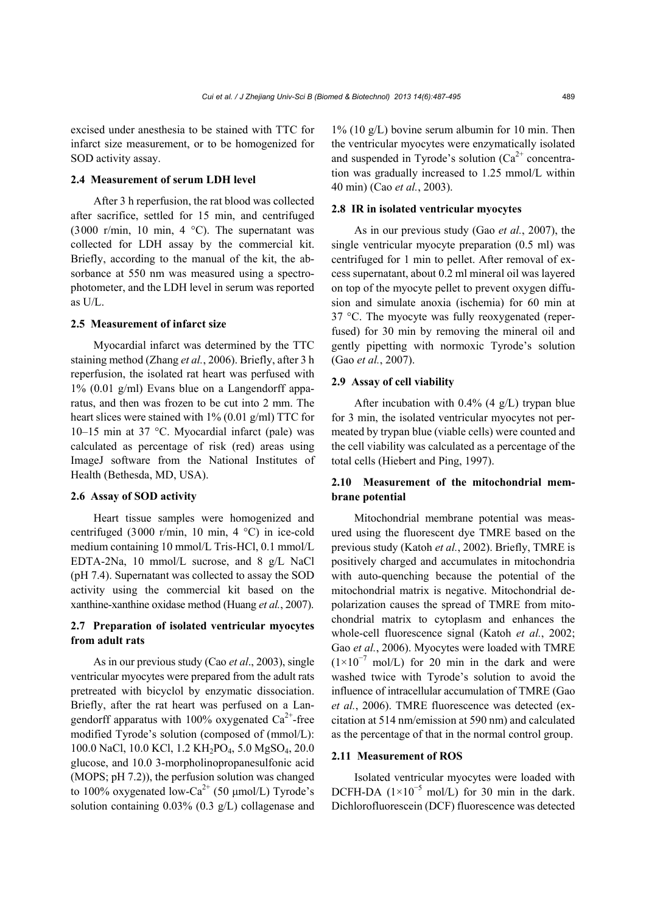excised under anesthesia to be stained with TTC for infarct size measurement, or to be homogenized for SOD activity assay.

### 2.4 Measurement of serum LDH level

After 3 h reperfusion, the rat blood was collected after sacrifice, settled for 15 min, and centrifuged (3000 r/min, 10 min, 4 °C). The supernatant was collected for LDH assay by the commercial kit. Briefly, according to the manual of the kit, the absorbance at 550 nm was measured using a spectrophotometer, and the LDH level in serum was reported as U/L.

### 2.5 Measurement of infarct size

Myocardial infarct was determined by the TTC staining method (Zhang *et al.*, 2006). Briefly, after 3 h reperfusion, the isolated rat heart was perfused with 1% (0.01 g/ml) Evans blue on a Langendorff apparatus, and then was frozen to be cut into 2 mm. The heart slices were stained with 1% (0.01 g/ml) TTC for 10–15 min at 37 °C. Myocardial infarct (pale) was calculated as percentage of risk (red) areas using ImageJ software from the National Institutes of Health (Bethesda, MD, USA).

### 2.6 Assay of SOD activity

Heart tissue samples were homogenized and centrifuged (3000 r/min, 10 min, 4 °C) in ice-cold medium containing 10 mmol/L Tris-HCl, 0.1 mmol/L EDTA-2Na, 10 mmol/L sucrose, and 8 g/L NaCl (pH 7.4). Supernatant was collected to assay the SOD activity using the commercial kit based on the xanthine-xanthine oxidase method (Huang *et al.*, 2007).

### 2.7 Preparation of isolated ventricular myocytes from adult rats

As in our previous study (Cao *et al*., 2003), single ventricular myocytes were prepared from the adult rats pretreated with bicyclol by enzymatic dissociation. Briefly, after the rat heart was perfused on a Langendorff apparatus with 100% oxygenated $Ca^{2+}$-free modified Tyrode's solution (composed of (mmol/L): 100.0 NaCl, 10.0 KCl, 1.2 $KH_2PO_4$, 5.0 $MgSO_4$, 20.0 glucose, and 10.0 3-morpholinopropanesulfonic acid (MOPS; pH 7.2)), the perfusion solution was changed to 100% oxygenated low-$Ca^{2+}$ (50 μmol/L) Tyrode's solution containing 0.03% (0.3 g/L) collagenase and 1% (10 g/L) bovine serum albumin for 10 min. Then the ventricular myocytes were enzymatically isolated and suspended in Tyrode's solution ($Ca^{2+}$ concentration was gradually increased to 1.25 mmol/L within 40 min) (Cao *et al.*, 2003).

### 2.8 IR in isolated ventricular myocytes

As in our previous study (Gao *et al.*, 2007), the single ventricular myocyte preparation (0.5 ml) was centrifuged for 1 min to pellet. After removal of excess supernatant, about 0.2 ml mineral oil was layered on top of the myocyte pellet to prevent oxygen diffusion and simulate anoxia (ischemia) for 60 min at 37 °C. The myocyte was fully reoxygenated (reperfused) for 30 min by removing the mineral oil and gently pipetting with normoxic Tyrode's solution (Gao *et al.*, 2007).

### 2.9 Assay of cell viability

After incubation with 0.4% (4 g/L) trypan blue for 3 min, the isolated ventricular myocytes not permeated by trypan blue (viable cells) were counted and the cell viability was calculated as a percentage of the total cells (Hiebert and Ping, 1997).

### 2.10 Measurement of the mitochondrial membrane potential

Mitochondrial membrane potential was measured using the fluorescent dye TMRE based on the previous study (Katoh *et al.*, 2002). Briefly, TMRE is positively charged and accumulates in mitochondria with auto-quenching because the potential of the mitochondrial matrix is negative. Mitochondrial depolarization causes the spread of TMRE from mitochondrial matrix to cytoplasm and enhances the whole-cell fluorescence signal (Katoh *et al.*, 2002; Gao *et al.*, 2006). Myocytes were loaded with TMRE ($1\times10^{-7}$ mol/L) for 20 min in the dark and were washed twice with Tyrode's solution to avoid the influence of intracellular accumulation of TMRE (Gao *et al.*, 2006). TMRE fluorescence was detected (excitation at 514 nm/emission at 590 nm) and calculated as the percentage of that in the normal control group.

### 2.11 Measurement of ROS

Isolated ventricular myocytes were loaded with DCFH-DA ($1\times10^{-5}$ mol/L) for 30 min in the dark. Dichlorofluorescein (DCF) fluorescence was detected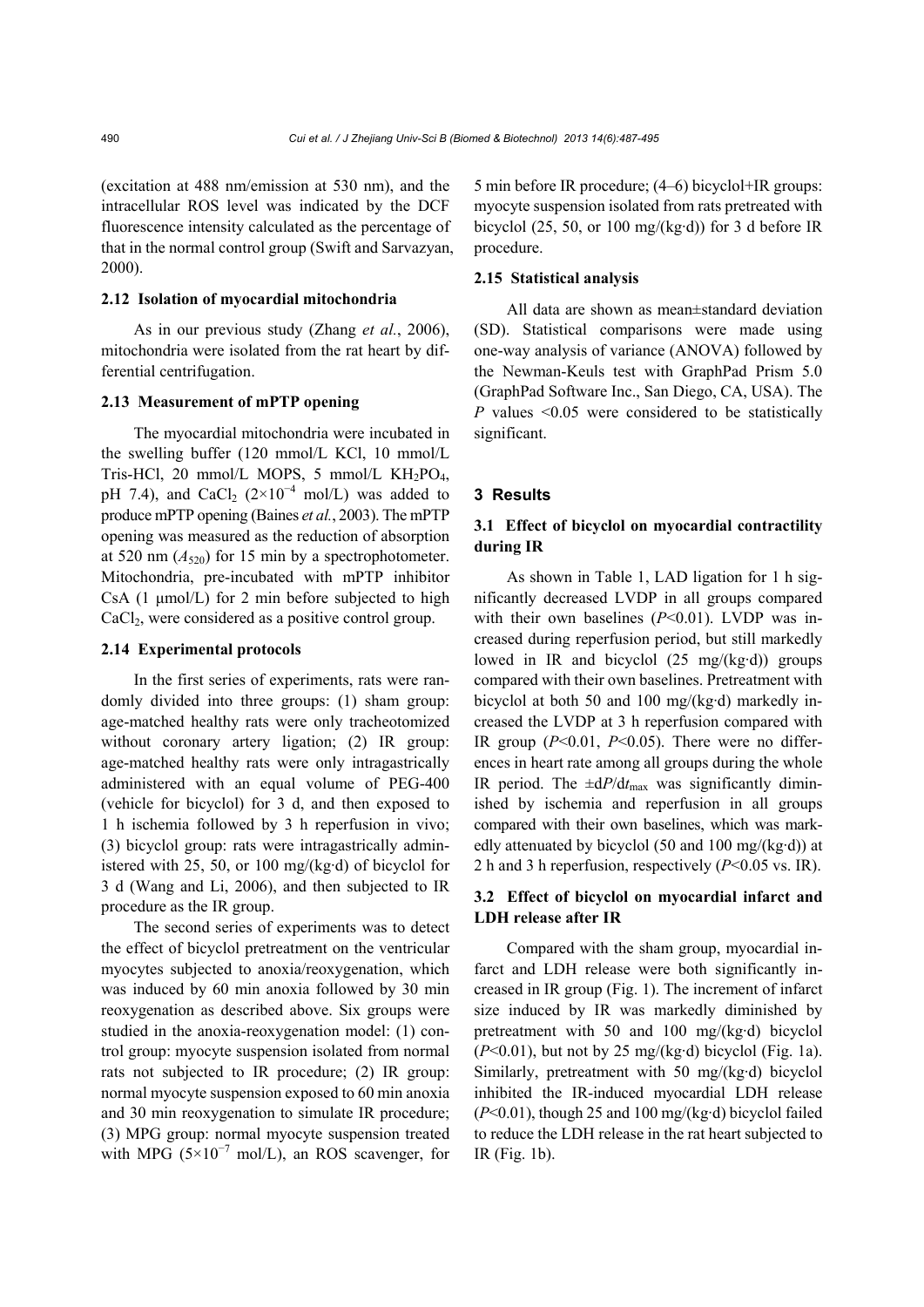(excitation at 488 nm/emission at 530 nm), and the intracellular ROS level was indicated by the DCF fluorescence intensity calculated as the percentage of that in the normal control group (Swift and Sarvazyan, 2000).

### 2.12 Isolation of myocardial mitochondria

As in our previous study (Zhang *et al.*, 2006), mitochondria were isolated from the rat heart by differential centrifugation.

### 2.13 Measurement of mPTP opening

The myocardial mitochondria were incubated in the swelling buffer (120 mmol/L KCl, 10 mmol/L Tris-HCl, 20 mmol/L MOPS, 5 mmol/L $KH_2PO_4$, pH 7.4), and $CaCl_2$ ($2\times10^{-4}$ mol/L) was added to produce mPTP opening (Baines *et al.*, 2003). The mPTP opening was measured as the reduction of absorption at 520 nm ($A_{520}$) for 15 min by a spectrophotometer. Mitochondria, pre-incubated with mPTP inhibitor CsA (1 μmol/L) for 2 min before subjected to high $CaCl_2$, were considered as a positive control group.

### 2.14 Experimental protocols

In the first series of experiments, rats were randomly divided into three groups: (1) sham group: age-matched healthy rats were only tracheotomized without coronary artery ligation; (2) IR group: age-matched healthy rats were only intragastrically administered with an equal volume of PEG-400 (vehicle for bicyclol) for 3 d, and then exposed to 1 h ischemia followed by 3 h reperfusion in vivo; (3) bicyclol group: rats were intragastrically administered with 25, 50, or 100 mg/(kg·d) of bicyclol for 3 d (Wang and Li, 2006), and then subjected to IR procedure as the IR group.

The second series of experiments was to detect the effect of bicyclol pretreatment on the ventricular myocytes subjected to anoxia/reoxygenation, which was induced by 60 min anoxia followed by 30 min reoxygenation as described above. Six groups were studied in the anoxia-reoxygenation model: (1) control group: myocyte suspension isolated from normal rats not subjected to IR procedure; (2) IR group: normal myocyte suspension exposed to 60 min anoxia and 30 min reoxygenation to simulate IR procedure; (3) MPG group: normal myocyte suspension treated with MPG ($5\times10^{-7}$ mol/L), an ROS scavenger, for 5 min before IR procedure; (4–6) bicyclol+IR groups: myocyte suspension isolated from rats pretreated with bicyclol (25, 50, or 100 mg/(kg·d)) for 3 d before IR procedure.

### 2.15 Statistical analysis

All data are shown as mean±standard deviation (SD). Statistical comparisons were made using one-way analysis of variance (ANOVA) followed by the Newman-Keuls test with GraphPad Prism 5.0 (GraphPad Software Inc., San Diego, CA, USA). The $P$ values <0.05 were considered to be statistically significant.

## 3 Results

### 3.1 Effect of bicyclol on myocardial contractility during IR

As shown in Table 1, LAD ligation for 1 h significantly decreased LVDP in all groups compared with their own baselines ($P<0.01$). LVDP was increased during reperfusion period, but still markedly lowed in IR and bicyclol (25 mg/(kg·d)) groups compared with their own baselines. Pretreatment with bicyclol at both 50 and 100 mg/(kg·d) markedly increased the LVDP at 3 h reperfusion compared with IR group ($P<0.01$, $P<0.05$). There were no differences in heart rate among all groups during the whole IR period. The $\pm dP/dt_{max}$ was significantly diminished by ischemia and reperfusion in all groups compared with their own baselines, which was markedly attenuated by bicyclol (50 and 100 mg/(kg·d)) at 2 h and 3 h reperfusion, respectively ($P<0.05$ vs. IR).

### 3.2 Effect of bicyclol on myocardial infarct and LDH release after IR

Compared with the sham group, myocardial infarct and LDH release were both significantly increased in IR group (Fig. 1). The increment of infarct size induced by IR was markedly diminished by pretreatment with 50 and 100 mg/(kg·d) bicyclol ($P<0.01$), but not by 25 mg/(kg·d) bicyclol (Fig. 1a). Similarly, pretreatment with 50 mg/(kg·d) bicyclol inhibited the IR-induced myocardial LDH release ($P<0.01$), though 25 and 100 mg/(kg·d) bicyclol failed to reduce the LDH release in the rat heart subjected to IR (Fig. 1b).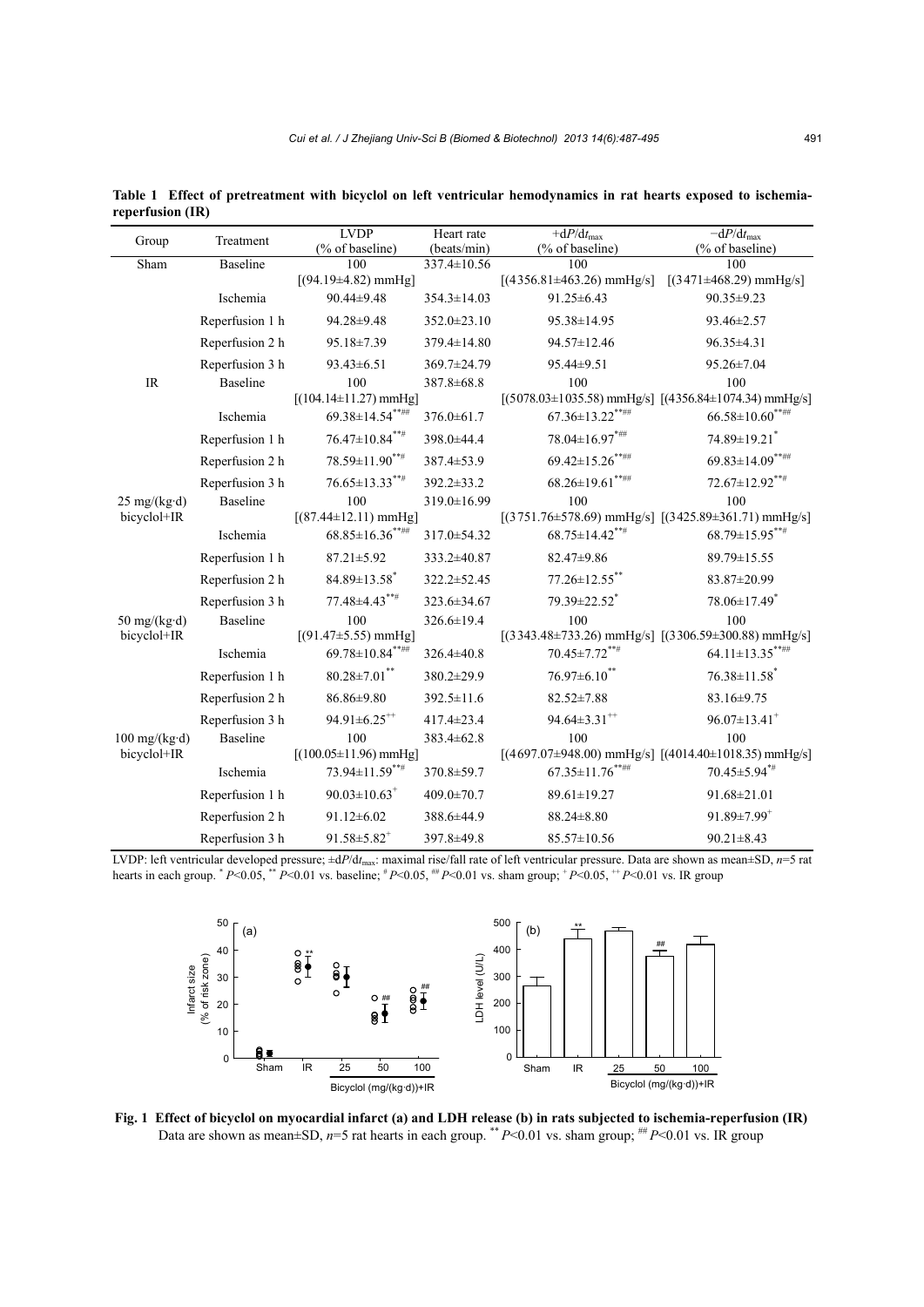**Table 1 Effect of pretreatment with bicyclol on left ventricular hemodynamics in rat hearts exposed to ischemia-reperfusion (IR)**

| Group | Treatment | LVDP (% of baseline) | Heart rate (beats/min) | $+dP/dt_{max}$ (% of baseline) | $-dP/dt_{max}$ (% of baseline) |
|---|---|---|---|---|---|
| Sham | Baseline | 100 [(94.19±4.82) mmHg] | 337.4±10.56 | 100 [(4356.81±463.26) mmHg/s] | 100 [(3471±468.29) mmHg/s] |
| | Ischemia | 90.44±9.48 | 354.3±14.03 | 91.25±6.43 | 90.35±9.23 |
| | Reperfusion 1 h | 94.28±9.48 | 352.0±23.10 | 95.38±14.95 | 93.46±2.57 |
| | Reperfusion 2 h | 95.18±7.39 | 379.4±14.80 | 94.57±12.46 | 96.35±4.31 |
| | Reperfusion 3 h | 93.43±6.51 | 369.7±24.79 | 95.44±9.51 | 95.26±7.04 |
| IR | Baseline | 100 [(104.14±11.27) mmHg] | 387.8±68.8 | 100 [(5078.03±1035.58) mmHg/s] | 100 [(4356.84±1074.34) mmHg/s] |
| | Ischemia | 69.38±14.54**## | 376.0±61.7 | 67.36±13.22**## | 66.58±10.60**## |
| | Reperfusion 1 h | 76.47±10.84**# | 398.0±44.4 | 78.04±16.97*## | 74.89±19.21* |
| | Reperfusion 2 h | 78.59±11.90**# | 387.4±53.9 | 69.42±15.26**## | 69.83±14.09**## |
| | Reperfusion 3 h | 76.65±13.33**# | 392.2±33.2 | 68.26±19.61**## | 72.67±12.92**# |
| 25 mg/(kg·d) bicyclol+IR | Baseline | 100 [(87.44±12.11) mmHg] | 319.0±16.99 | 100 [(3751.76±578.69) mmHg/s] | 100 [(3425.89±361.71) mmHg/s] |
| | Ischemia | 68.85±16.36**## | 317.0±54.32 | 68.75±14.42**# | 68.79±15.95**# |
| | Reperfusion 1 h | 87.21±5.92 | 333.2±40.87 | 82.47±9.86 | 89.79±15.55 |
| | Reperfusion 2 h | 84.89±13.58* | 322.2±52.45 | 77.26±12.55** | 83.87±20.99 |
| | Reperfusion 3 h | 77.48±4.43**# | 323.6±34.67 | 79.39±22.52* | 78.06±17.49* |
| 50 mg/(kg·d) bicyclol+IR | Baseline | 100 [(91.47±5.55) mmHg] | 326.6±19.4 | 100 [(3343.48±733.26) mmHg/s] | 100 [(3306.59±300.88) mmHg/s] |
| | Ischemia | 69.78±10.84**## | 326.4±40.8 | 70.45±7.72**# | 64.11±13.35**## |
| | Reperfusion 1 h | 80.28±7.01** | 380.2±29.9 | 76.97±6.10** | 76.38±11.58* |
| | Reperfusion 2 h | 86.86±9.80 | 392.5±11.6 | 82.52±7.88 | 83.16±9.75 |
| | Reperfusion 3 h | 94.91±6.25++ | 417.4±23.4 | 94.64±3.31++ | 96.07±13.41+ |
| 100 mg/(kg·d) bicyclol+IR | Baseline | 100 [(100.05±11.96) mmHg] | 383.4±62.8 | 100 [(4697.07±948.00) mmHg/s] | 100 [(4014.40±1018.35) mmHg/s] |
| | Ischemia | 73.94±11.59**# | 370.8±59.7 | 67.35±11.76**## | 70.45±5.94*# |
| | Reperfusion 1 h | 90.03±10.63+ | 409.0±70.7 | 89.61±19.27 | 91.68±21.01 |
| | Reperfusion 2 h | 91.12±6.02 | 388.6±44.9 | 88.24±8.80 | 91.89±7.99+ |
| | Reperfusion 3 h | 91.58±5.82+ | 397.8±49.8 | 85.57±10.56 | 90.21±8.43 |

LVDP: left ventricular developed pressure; $\pm dP/dt_{max}$: maximal rise/fall rate of left ventricular pressure. Data are shown as mean±SD, $n$=5 rat hearts in each group. * $P$<0.05, ** $P$<0.01 vs. baseline; # $P$<0.05, ## $P$<0.01 vs. sham group; + $P$<0.05, ++ $P$<0.01 vs. IR group

**Fig. 1 Effect of bicyclol on myocardial infarct (a) and LDH release (b) in rats subjected to ischemia-reperfusion (IR)**
Data are shown as mean±SD, $n$=5 rat hearts in each group. ** $P$<0.01 vs. sham group; ## $P$<0.01 vs. IR group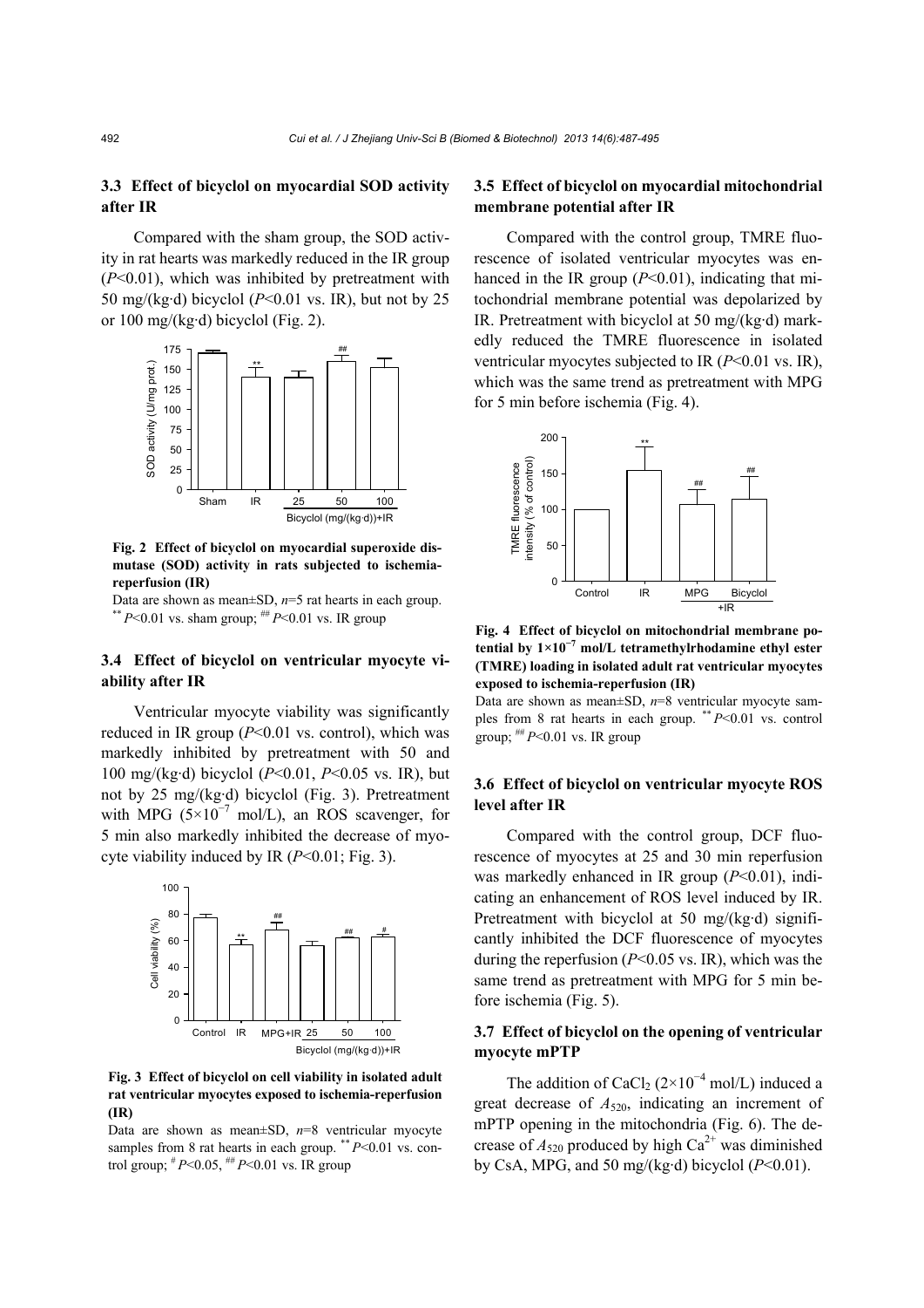### 3.3 Effect of bicyclol on myocardial SOD activity after IR

Compared with the sham group, the SOD activity in rat hearts was markedly reduced in the IR group ($P<0.01$), which was inhibited by pretreatment with 50 mg/(kg·d) bicyclol ($P<0.01$ vs. IR), but not by 25 or 100 mg/(kg·d) bicyclol (Fig. 2).

**Fig. 2 Effect of bicyclol on myocardial superoxide dismutase (SOD) activity in rats subjected to ischemia-reperfusion (IR)**

Data are shown as mean±SD, $n$=5 rat hearts in each group. ** $P<0.01$ vs. sham group; ## $P<0.01$ vs. IR group

### 3.4 Effect of bicyclol on ventricular myocyte viability after IR

Ventricular myocyte viability was significantly reduced in IR group ($P<0.01$ vs. control), which was markedly inhibited by pretreatment with 50 and 100 mg/(kg·d) bicyclol ($P<0.01$, $P<0.05$ vs. IR), but not by 25 mg/(kg·d) bicyclol (Fig. 3). Pretreatment with MPG ($5\times10^{-7}$ mol/L), an ROS scavenger, for 5 min also markedly inhibited the decrease of myocyte viability induced by IR ($P<0.01$; Fig. 3).

**Fig. 3 Effect of bicyclol on cell viability in isolated adult rat ventricular myocytes exposed to ischemia-reperfusion (IR)**

Data are shown as mean±SD, $n$=8 ventricular myocyte samples from 8 rat hearts in each group. ** $P<0.01$ vs. control group; # $P<0.05$, ## $P<0.01$ vs. IR group

### 3.5 Effect of bicyclol on myocardial mitochondrial membrane potential after IR

Compared with the control group, TMRE fluorescence of isolated ventricular myocytes was enhanced in the IR group ($P<0.01$), indicating that mitochondrial membrane potential was depolarized by IR. Pretreatment with bicyclol at 50 mg/(kg·d) markedly reduced the TMRE fluorescence in isolated ventricular myocytes subjected to IR ($P<0.01$ vs. IR), which was the same trend as pretreatment with MPG for 5 min before ischemia (Fig. 4).

**Fig. 4 Effect of bicyclol on mitochondrial membrane potential by $1\times10^{-7}$ mol/L tetramethylrhodamine ethyl ester (TMRE) loading in isolated adult rat ventricular myocytes exposed to ischemia-reperfusion (IR)**

Data are shown as mean±SD, $n$=8 ventricular myocyte samples from 8 rat hearts in each group. ** $P<0.01$ vs. control group; ## $P<0.01$ vs. IR group

### 3.6 Effect of bicyclol on ventricular myocyte ROS level after IR

Compared with the control group, DCF fluorescence of myocytes at 25 and 30 min reperfusion was markedly enhanced in IR group ($P<0.01$), indicating an enhancement of ROS level induced by IR. Pretreatment with bicyclol at 50 mg/(kg·d) significantly inhibited the DCF fluorescence of myocytes during the reperfusion ($P<0.05$ vs. IR), which was the same trend as pretreatment with MPG for 5 min before ischemia (Fig. 5).

### 3.7 Effect of bicyclol on the opening of ventricular myocyte mPTP

The addition of $CaCl_2$ ($2\times10^{-4}$ mol/L) induced a great decrease of $A_{520}$, indicating an increment of mPTP opening in the mitochondria (Fig. 6). The decrease of $A_{520}$ produced by high $Ca^{2+}$ was diminished by CsA, MPG, and 50 mg/(kg·d) bicyclol ($P<0.01$).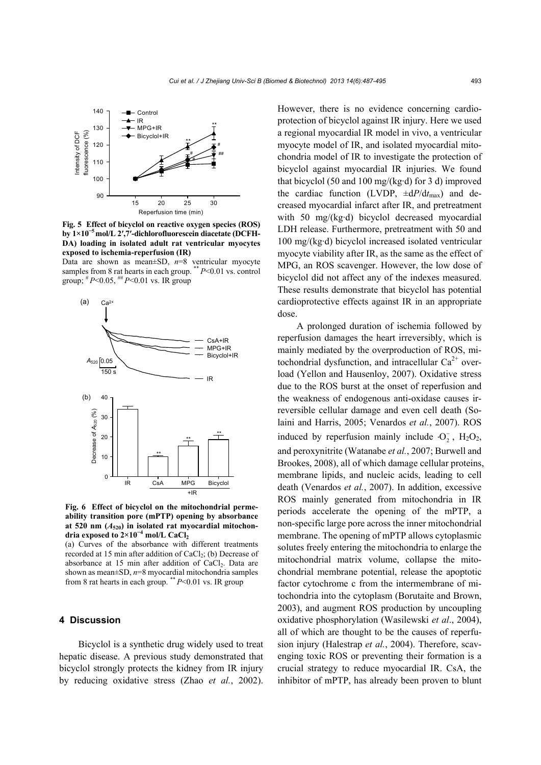Fig. 5 Effect of bicyclol on reactive oxygen species (ROS) by $1\times10^{-5}$ mol/L 2′,7′-dichlorofluorescein diacetate (DCFH-DA) loading in isolated adult rat ventricular myocytes exposed to ischemia-reperfusion (IR)

Data are shown as mean±SD, $n=8$ ventricular myocyte samples from 8 rat hearts in each group. $^{**}P<0.01$ vs. control group; $^{\#}P<0.05$, $^{\#\#}P<0.01$ vs. IR group

Fig. 6 Effect of bicyclol on the mitochondrial permeability transition pore (mPTP) opening by absorbance at 520 nm ($A_{520}$) in isolated rat myocardial mitochondria exposed to $2\times10^{-4}$ mol/L $CaCl_2$

(a) Curves of the absorbance with different treatments recorded at 15 min after addition of $CaCl_2$; (b) Decrease of absorbance at 15 min after addition of $CaCl_2$. Data are shown as mean±SD, $n=8$ myocardial mitochondria samples from 8 rat hearts in each group. $^{**}P<0.01$ vs. IR group

## 4 Discussion

Bicyclol is a synthetic drug widely used to treat hepatic disease. A previous study demonstrated that bicyclol strongly protects the kidney from IR injury by reducing oxidative stress (Zhao *et al.*, 2002). However, there is no evidence concerning cardioprotection of bicyclol against IR injury. Here we used a regional myocardial IR model in vivo, a ventricular myocyte model of IR, and isolated myocardial mitochondria model of IR to investigate the protection of bicyclol against myocardial IR injuries. We found that bicyclol (50 and 100 mg/(kg·d) for 3 d) improved the cardiac function (LVDP, $\pm dP/dt_{max}$) and decreased myocardial infarct after IR, and pretreatment with 50 mg/(kg·d) bicyclol decreased myocardial LDH release. Furthermore, pretreatment with 50 and 100 mg/(kg·d) bicyclol increased isolated ventricular myocyte viability after IR, as the same as the effect of MPG, an ROS scavenger. However, the low dose of bicyclol did not affect any of the indexes measured. These results demonstrate that bicyclol has potential cardioprotective effects against IR in an appropriate dose.

A prolonged duration of ischemia followed by reperfusion damages the heart irreversibly, which is mainly mediated by the overproduction of ROS, mitochondrial dysfunction, and intracellular $Ca^{2+}$ overload (Yellon and Hausenloy, 2007). Oxidative stress due to the ROS burst at the onset of reperfusion and the weakness of endogenous anti-oxidase causes irreversible cellular damage and even cell death (Solaini and Harris, 2005; Venardos *et al.*, 2007). ROS induced by reperfusion mainly include $\cdot O_2^-$, $H_2O_2$, and peroxynitrite (Watanabe *et al.*, 2007; Burwell and Brookes, 2008), all of which damage cellular proteins, membrane lipids, and nucleic acids, leading to cell death (Venardos *et al.*, 2007). In addition, excessive ROS mainly generated from mitochondria in IR periods accelerate the opening of the mPTP, a non-specific large pore across the inner mitochondrial membrane. The opening of mPTP allows cytoplasmic solutes freely entering the mitochondria to enlarge the mitochondrial matrix volume, collapse the mitochondrial membrane potential, release the apoptotic factor cytochrome c from the intermembrane of mitochondria into the cytoplasm (Borutaite and Brown, 2003), and augment ROS production by uncoupling oxidative phosphorylation (Wasilewski *et al*., 2004), all of which are thought to be the causes of reperfusion injury (Halestrap *et al.*, 2004). Therefore, scavenging toxic ROS or preventing their formation is a crucial strategy to reduce myocardial IR. CsA, the inhibitor of mPTP, has already been proven to blunt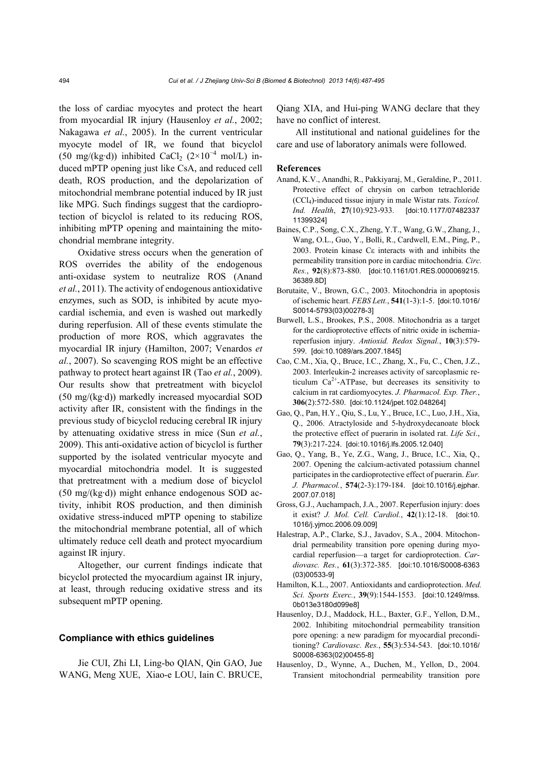the loss of cardiac myocytes and protect the heart from myocardial IR injury (Hausenloy *et al.*, 2002; Nakagawa *et al.*, 2005). In the current ventricular myocyte model of IR, we found that bicyclol (50 mg/(kg·d)) inhibited $CaCl_2$ ($2\times10^{-4}$ mol/L) induced mPTP opening just like CsA, and reduced cell death, ROS production, and the depolarization of mitochondrial membrane potential induced by IR just like MPG. Such findings suggest that the cardioprotection of bicyclol is related to its reducing ROS, inhibiting mPTP opening and maintaining the mitochondrial membrane integrity.

Oxidative stress occurs when the generation of ROS overrides the ability of the endogenous anti-oxidase system to neutralize ROS (Anand *et al.*, 2011). The activity of endogenous antioxidative enzymes, such as SOD, is inhibited by acute myocardial ischemia, and even is washed out markedly during reperfusion. All of these events stimulate the production of more ROS, which aggravates the myocardial IR injury (Hamilton, 2007; Venardos *et al.*, 2007). So scavenging ROS might be an effective pathway to protect heart against IR (Tao *et al.*, 2009). Our results show that pretreatment with bicyclol (50 mg/(kg·d)) markedly increased myocardial SOD activity after IR, consistent with the findings in the previous study of bicyclol reducing cerebral IR injury by attenuating oxidative stress in mice (Sun *et al.*, 2009). This anti-oxidative action of bicyclol is further supported by the isolated ventricular myocyte and myocardial mitochondria model. It is suggested that pretreatment with a medium dose of bicyclol (50 mg/(kg·d)) might enhance endogenous SOD activity, inhibit ROS production, and then diminish oxidative stress-induced mPTP opening to stabilize the mitochondrial membrane potential, all of which ultimately reduce cell death and protect myocardium against IR injury.

Altogether, our current findings indicate that bicyclol protected the myocardium against IR injury, at least, through reducing oxidative stress and its subsequent mPTP opening.

## Compliance with ethics guidelines

Jie CUI, Zhi LI, Ling-bo QIAN, Qin GAO, Jue WANG, Meng XUE, Xiao-e LOU, Iain C. BRUCE, Qiang XIA, and Hui-ping WANG declare that they have no conflict of interest.

All institutional and national guidelines for the care and use of laboratory animals were followed.

## References

Anand, K.V., Anandhi, R., Pakkiyaraj, M., Geraldine, P., 2011. Protective effect of chrysin on carbon tetrachloride ($CCl_4$)-induced tissue injury in male Wistar rats. *Toxicol. Ind. Health*, **27**(10):923-933. [doi:10.1177/0748233711399324]

Baines, C.P., Song, C.X., Zheng, Y.T., Wang, G.W., Zhang, J., Wang, O.L., Guo, Y., Bolli, R., Cardwell, E.M., Ping, P., 2003. Protein kinase Cε interacts with and inhibits the permeability transition pore in cardiac mitochondria. *Circ. Res.*, **92**(8):873-880. [doi:10.1161/01.RES.0000069215.36389.8D]

Borutaite, V., Brown, G.C., 2003. Mitochondria in apoptosis of ischemic heart. *FEBS Lett.*, **541**(1-3):1-5. [doi:10.1016/S0014-5793(03)00278-3]

Burwell, L.S., Brookes, P.S., 2008. Mitochondria as a target for the cardioprotective effects of nitric oxide in ischemia-reperfusion injury. *Antioxid. Redox Signal.*, **10**(3):579-599. [doi:10.1089/ars.2007.1845]

Cao, C.M., Xia, Q., Bruce, I.C., Zhang, X., Fu, C., Chen, J.Z., 2003. Interleukin-2 increases activity of sarcoplasmic reticulum $Ca^{2+}$-ATPase, but decreases its sensitivity to calcium in rat cardiomyocytes. *J. Pharmacol. Exp. Ther.*, **306**(2):572-580. [doi:10.1124/jpet.102.048264]

Gao, Q., Pan, H.Y., Qiu, S., Lu, Y., Bruce, I.C., Luo, J.H., Xia, Q., 2006. Atractyloside and 5-hydroxydecanoate block the protective effect of puerarin in isolated rat. *Life Sci*., **79**(3):217-224. [doi:10.1016/j.lfs.2005.12.040]

Gao, Q., Yang, B., Ye, Z.G., Wang, J., Bruce, I.C., Xia, Q., 2007. Opening the calcium-activated potassium channel participates in the cardioprotective effect of puerarin. *Eur. J. Pharmacol.*, **574**(2-3):179-184. [doi:10.1016/j.ejphar.2007.07.018]

Gross, G.J., Auchampach, J.A., 2007. Reperfusion injury: does it exist? *J. Mol. Cell. Cardiol.*, **42**(1):12-18. [doi:10.1016/j.yjmcc.2006.09.009]

Halestrap, A.P., Clarke, S.J., Javadov, S.A., 2004. Mitochondrial permeability transition pore opening during myocardial reperfusion—a target for cardioprotection. *Cardiovasc. Res.*, **61**(3):372-385. [doi:10.1016/S0008-6363(03)00533-9]

Hamilton, K.L., 2007. Antioxidants and cardioprotection. *Med. Sci. Sports Exerc.*, **39**(9):1544-1553. [doi:10.1249/mss.0b013e3180d099e8]

Hausenloy, D.J., Maddock, H.L., Baxter, G.F., Yellon, D.M., 2002. Inhibiting mitochondrial permeability transition pore opening: a new paradigm for myocardial preconditioning? *Cardiovasc. Res.*, **55**(3):534-543. [doi:10.1016/S0008-6363(02)00455-8]

Hausenloy, D., Wynne, A., Duchen, M., Yellon, D., 2004. Transient mitochondrial permeability transition pore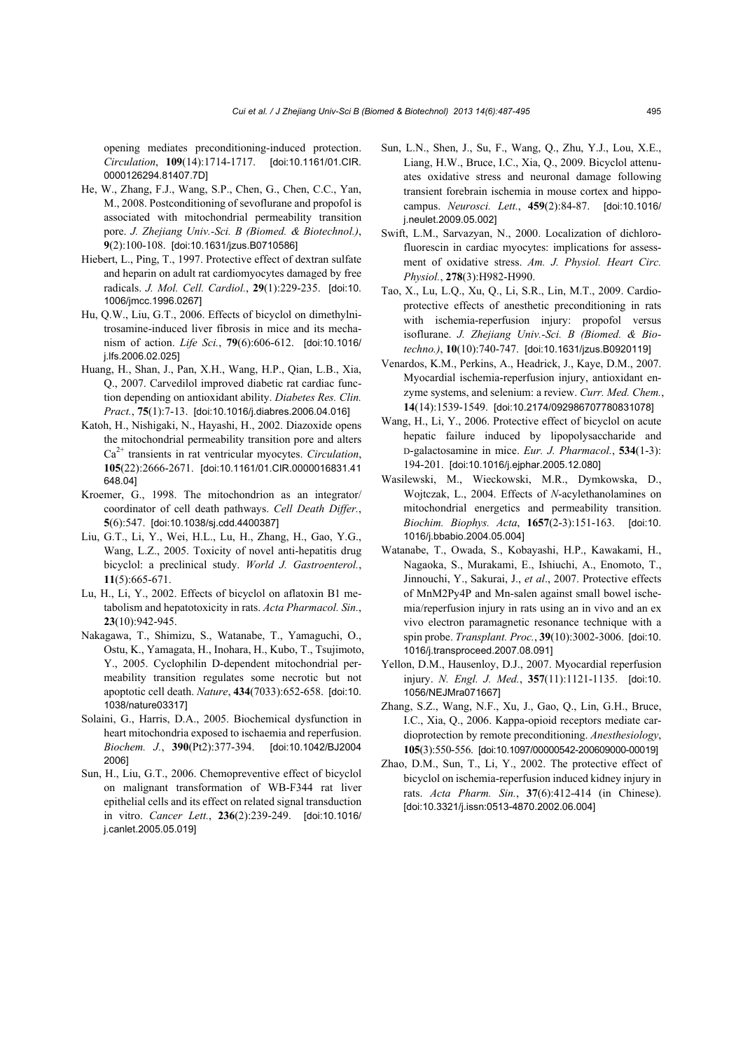opening mediates preconditioning-induced protection. *Circulation*, **109**(14):1714-1717. [doi:10.1161/01.CIR.0000126294.81407.7D]

He, W., Zhang, F.J., Wang, S.P., Chen, G., Chen, C.C., Yan, M., 2008. Postconditioning of sevoflurane and propofol is associated with mitochondrial permeability transition pore. *J. Zhejiang Univ.-Sci. B (Biomed. & Biotechnol.)*, **9**(2):100-108. [doi:10.1631/jzus.B0710586]

Hiebert, L., Ping, T., 1997. Protective effect of dextran sulfate and heparin on adult rat cardiomyocytes damaged by free radicals. *J. Mol. Cell. Cardiol.*, **29**(1):229-235. [doi:10.1006/jmcc.1996.0267]

Hu, Q.W., Liu, G.T., 2006. Effects of bicyclol on dimethylnitrosamine-induced liver fibrosis in mice and its mechanism of action. *Life Sci.*, **79**(6):606-612. [doi:10.1016/j.lfs.2006.02.025]

Huang, H., Shan, J., Pan, X.H., Wang, H.P., Qian, L.B., Xia, Q., 2007. Carvedilol improved diabetic rat cardiac function depending on antioxidant ability. *Diabetes Res. Clin. Pract.*, **75**(1):7-13. [doi:10.1016/j.diabres.2006.04.016]

Katoh, H., Nishigaki, N., Hayashi, H., 2002. Diazoxide opens the mitochondrial permeability transition pore and alters $Ca^{2+}$ transients in rat ventricular myocytes. *Circulation*, **105**(22):2666-2671. [doi:10.1161/01.CIR.0000016831.41648.04]

Kroemer, G., 1998. The mitochondrion as an integrator/coordinator of cell death pathways. *Cell Death Differ.*, **5**(6):547. [doi:10.1038/sj.cdd.4400387]

Liu, G.T., Li, Y., Wei, H.L., Lu, H., Zhang, H., Gao, Y.G., Wang, L.Z., 2005. Toxicity of novel anti-hepatitis drug bicyclol: a preclinical study. *World J. Gastroenterol.*, **11**(5):665-671.

Lu, H., Li, Y., 2002. Effects of bicyclol on aflatoxin B1 metabolism and hepatotoxicity in rats. *Acta Pharmacol. Sin.*, **23**(10):942-945.

Nakagawa, T., Shimizu, S., Watanabe, T., Yamaguchi, O., Ostu, K., Yamagata, H., Inohara, H., Kubo, T., Tsujimoto, Y., 2005. Cyclophilin D-dependent mitochondrial permeability transition regulates some necrotic but not apoptotic cell death. *Nature*, **434**(7033):652-658. [doi:10.1038/nature03317]

Solaini, G., Harris, D.A., 2005. Biochemical dysfunction in heart mitochondria exposed to ischaemia and reperfusion. *Biochem. J.*, **390**(Pt2):377-394. [doi:10.1042/BJ20042006]

Sun, H., Liu, G.T., 2006. Chemopreventive effect of bicyclol on malignant transformation of WB-F344 rat liver epithelial cells and its effect on related signal transduction in vitro. *Cancer Lett.*, **236**(2):239-249. [doi:10.1016/j.canlet.2005.05.019]

Sun, L.N., Shen, J., Su, F., Wang, Q., Zhu, Y.J., Lou, X.E., Liang, H.W., Bruce, I.C., Xia, Q., 2009. Bicyclol attenuates oxidative stress and neuronal damage following transient forebrain ischemia in mouse cortex and hippocampus. *Neurosci. Lett.*, **459**(2):84-87. [doi:10.1016/j.neulet.2009.05.002]

Swift, L.M., Sarvazyan, N., 2000. Localization of dichlorofluorescin in cardiac myocytes: implications for assessment of oxidative stress. *Am. J. Physiol. Heart Circ. Physiol.*, **278**(3):H982-H990.

Tao, X., Lu, L.Q., Xu, Q., Li, S.R., Lin, M.T., 2009. Cardioprotective effects of anesthetic preconditioning in rats with ischemia-reperfusion injury: propofol versus isoflurane. *J. Zhejiang Univ.-Sci. B (Biomed. & Biotechno.)*, **10**(10):740-747. [doi:10.1631/jzus.B0920119]

Venardos, K.M., Perkins, A., Headrick, J., Kaye, D.M., 2007. Myocardial ischemia-reperfusion injury, antioxidant enzyme systems, and selenium: a review. *Curr. Med. Chem.*, **14**(14):1539-1549. [doi:10.2174/092986707780831078]

Wang, H., Li, Y., 2006. Protective effect of bicyclol on acute hepatic failure induced by lipopolysaccharide and D-galactosamine in mice. *Eur. J. Pharmacol.*, **534**(1-3):194-201. [doi:10.1016/j.ejphar.2005.12.080]

Wasilewski, M., Wieckowski, M.R., Dymkowska, D., Wojtczak, L., 2004. Effects of *N*-acylethanolamines on mitochondrial energetics and permeability transition. *Biochim. Biophys. Acta*, **1657**(2-3):151-163. [doi:10.1016/j.bbabio.2004.05.004]

Watanabe, T., Owada, S., Kobayashi, H.P., Kawakami, H., Nagaoka, S., Murakami, E., Ishiuchi, A., Enomoto, T., Jinnouchi, Y., Sakurai, J., *et al*., 2007. Protective effects of MnM2Py4P and Mn-salen against small bowel ischemia/reperfusion injury in rats using an in vivo and an ex vivo electron paramagnetic resonance technique with a spin probe. *Transplant. Proc.*, **39**(10):3002-3006. [doi:10.1016/j.transproceed.2007.08.091]

Yellon, D.M., Hausenloy, D.J., 2007. Myocardial reperfusion injury. *N. Engl. J. Med.*, **357**(11):1121-1135. [doi:10.1056/NEJMra071667]

Zhang, S.Z., Wang, N.F., Xu, J., Gao, Q., Lin, G.H., Bruce, I.C., Xia, Q., 2006. Kappa-opioid receptors mediate cardioprotection by remote preconditioning. *Anesthesiology*, **105**(3):550-556. [doi:10.1097/00000542-200609000-00019]

Zhao, D.M., Sun, T., Li, Y., 2002. The protective effect of bicyclol on ischemia-reperfusion induced kidney injury in rats. *Acta Pharm. Sin.*, **37**(6):412-414 (in Chinese). [doi:10.3321/j.issn:0513-4870.2002.06.004]